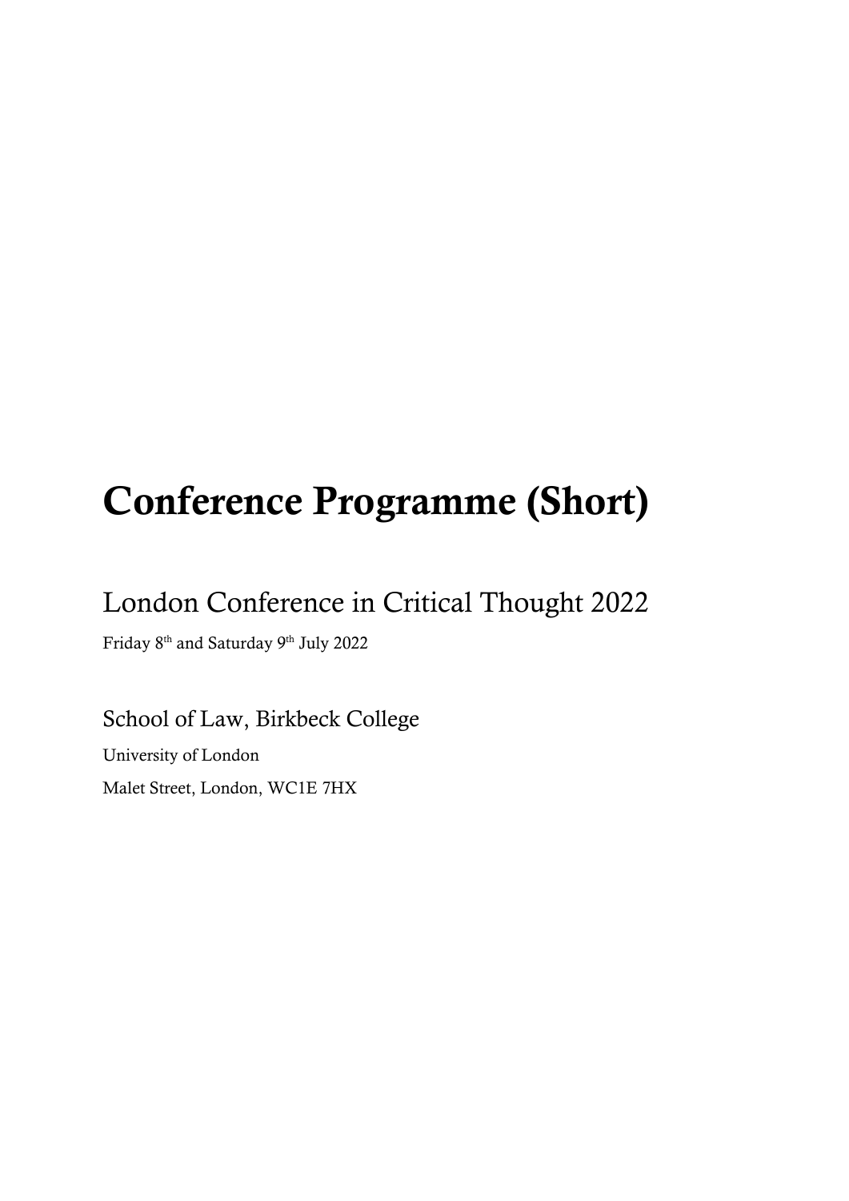# Conference Programme (Short)

## London Conference in Critical Thought 2022

Friday 8th and Saturday 9th July 2022

## School of Law, Birkbeck College

University of London

Malet Street, London, WC1E 7HX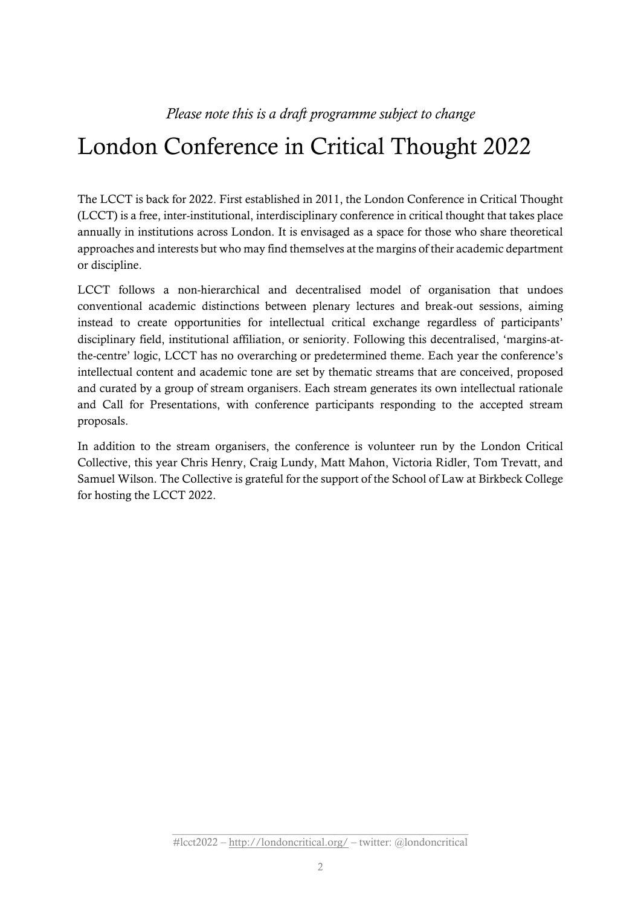*Please note this is a draft programme subject to change*

# London Conference in Critical Thought 2022

The LCCT is back for 2022. First established in 2011, the London Conference in Critical Thought (LCCT) is a free, inter-institutional, interdisciplinary conference in critical thought that takes place annually in institutions across London. It is envisaged as a space for those who share theoretical approaches and interests but who may find themselves at the margins of their academic department or discipline.

LCCT follows a non-hierarchical and decentralised model of organisation that undoes conventional academic distinctions between plenary lectures and break-out sessions, aiming instead to create opportunities for intellectual critical exchange regardless of participants' disciplinary field, institutional affiliation, or seniority. Following this decentralised, 'margins-at-the-centre' logic, LCCT has no overarching or predetermined theme. Each year the conference's intellectual content and academic tone are set by thematic streams that are conceived, proposed and curated by a group of stream organisers. Each stream generates its own intellectual rationale and Call for Presentations, with conference participants responding to the accepted stream proposals.

In addition to the stream organisers, the conference is volunteer run by the London Critical Collective, this year Chris Henry, Craig Lundy, Matt Mahon, Victoria Ridler, Tom Trevatt, and Samuel Wilson. The Collective is grateful for the support of the School of Law at Birkbeck College for hosting the LCCT 2022.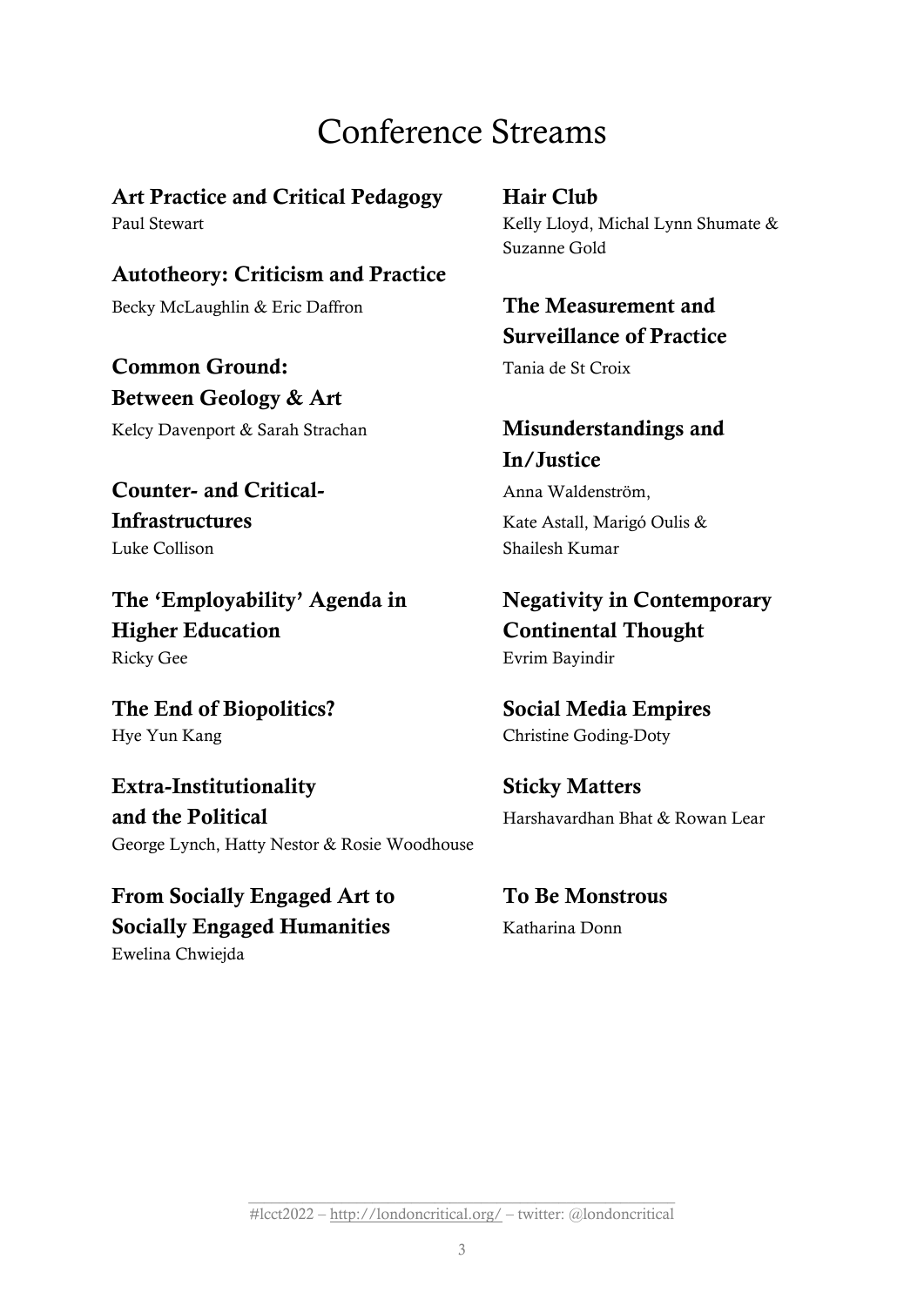# Conference Streams

**Art Practice and Critical Pedagogy**
Paul Stewart

**Autotheory: Criticism and Practice**
Becky McLaughlin & Eric Daffron

**Common Ground: Between Geology & Art**
Kelcy Davenport & Sarah Strachan

**Counter- and Critical-Infrastructures**
Luke Collison

**The 'Employability' Agenda in Higher Education**
Ricky Gee

**The End of Biopolitics?**
Hye Yun Kang

**Extra-Institutionality and the Political**
George Lynch, Hatty Nestor & Rosie Woodhouse

**From Socially Engaged Art to Socially Engaged Humanities**
Ewelina Chwiejda

**Hair Club**
Kelly Lloyd, Michal Lynn Shumate & Suzanne Gold

**The Measurement and Surveillance of Practice**
Tania de St Croix

**Misunderstandings and In/Justice**
Anna Waldenström,
Kate Astall, Marigó Oulis & Shailesh Kumar

**Negativity in Contemporary Continental Thought**
Evrim Bayindir

**Social Media Empires**
Christine Goding-Doty

**Sticky Matters**
Harshavardhan Bhat & Rowan Lear

**To Be Monstrous**
Katharina Donn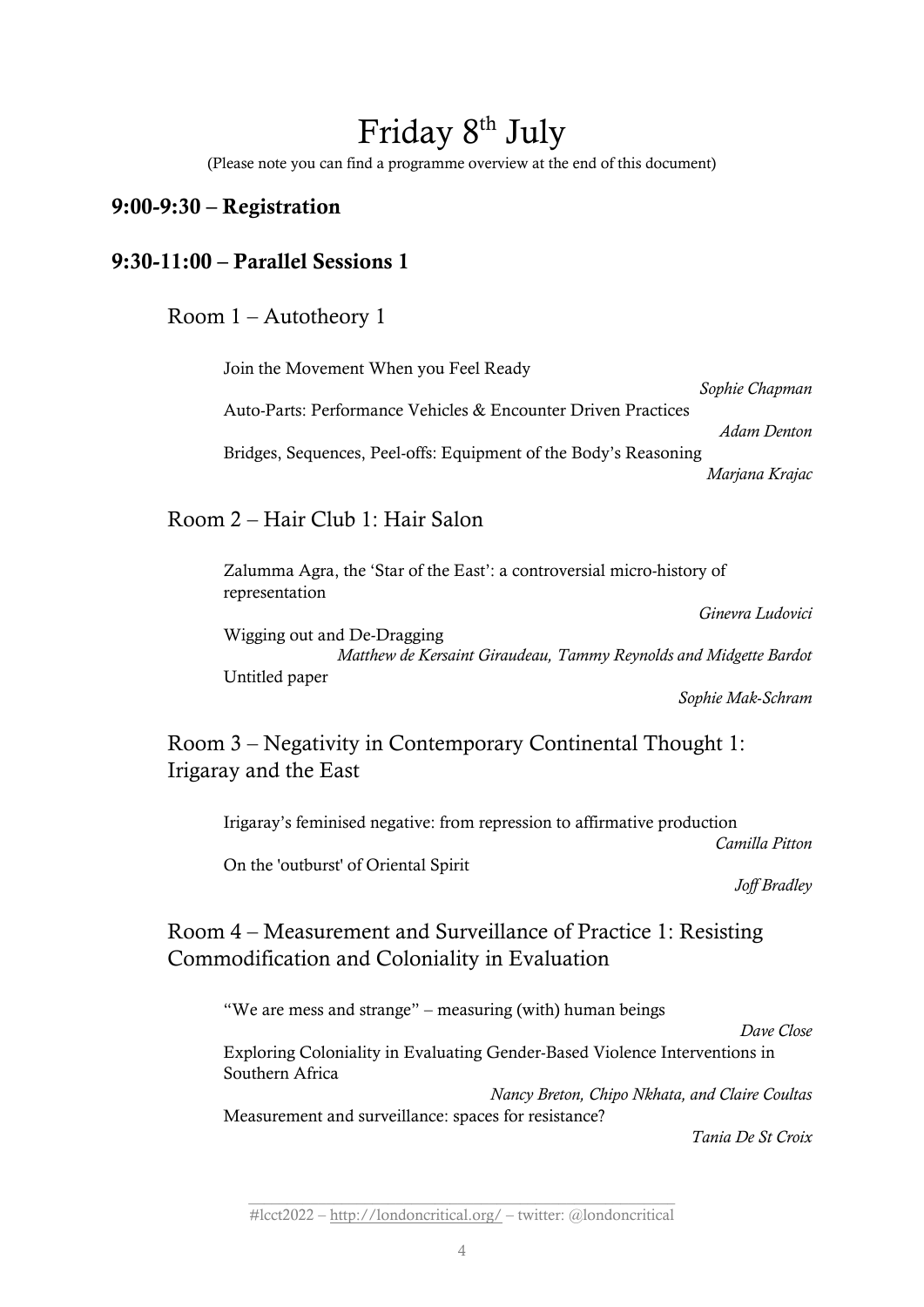# Friday 8th July

(Please note you can find a programme overview at the end of this document)

## 9:00-9:30 – Registration

## 9:30-11:00 – Parallel Sessions 1

### Room 1 – Autotheory 1

Join the Movement When you Feel Ready
*Sophie Chapman*

Auto-Parts: Performance Vehicles & Encounter Driven Practices
*Adam Denton*

Bridges, Sequences, Peel-offs: Equipment of the Body's Reasoning
*Marjana Krajac*

### Room 2 – Hair Club 1: Hair Salon

Zalumma Agra, the 'Star of the East': a controversial micro-history of representation
*Ginevra Ludovici*

Wigging out and De-Dragging
*Matthew de Kersaint Giraudeau, Tammy Reynolds and Midgette Bardot*

Untitled paper
*Sophie Mak-Schram*

### Room 3 – Negativity in Contemporary Continental Thought 1: Irigaray and the East

Irigaray's feminised negative: from repression to affirmative production
*Camilla Pitton*

On the 'outburst' of Oriental Spirit
*Joff Bradley*

### Room 4 – Measurement and Surveillance of Practice 1: Resisting Commodification and Coloniality in Evaluation

"We are mess and strange" – measuring (with) human beings
*Dave Close*

Exploring Coloniality in Evaluating Gender-Based Violence Interventions in Southern Africa
*Nancy Breton, Chipo Nkhata, and Claire Coultas*

Measurement and surveillance: spaces for resistance?
*Tania De St Croix*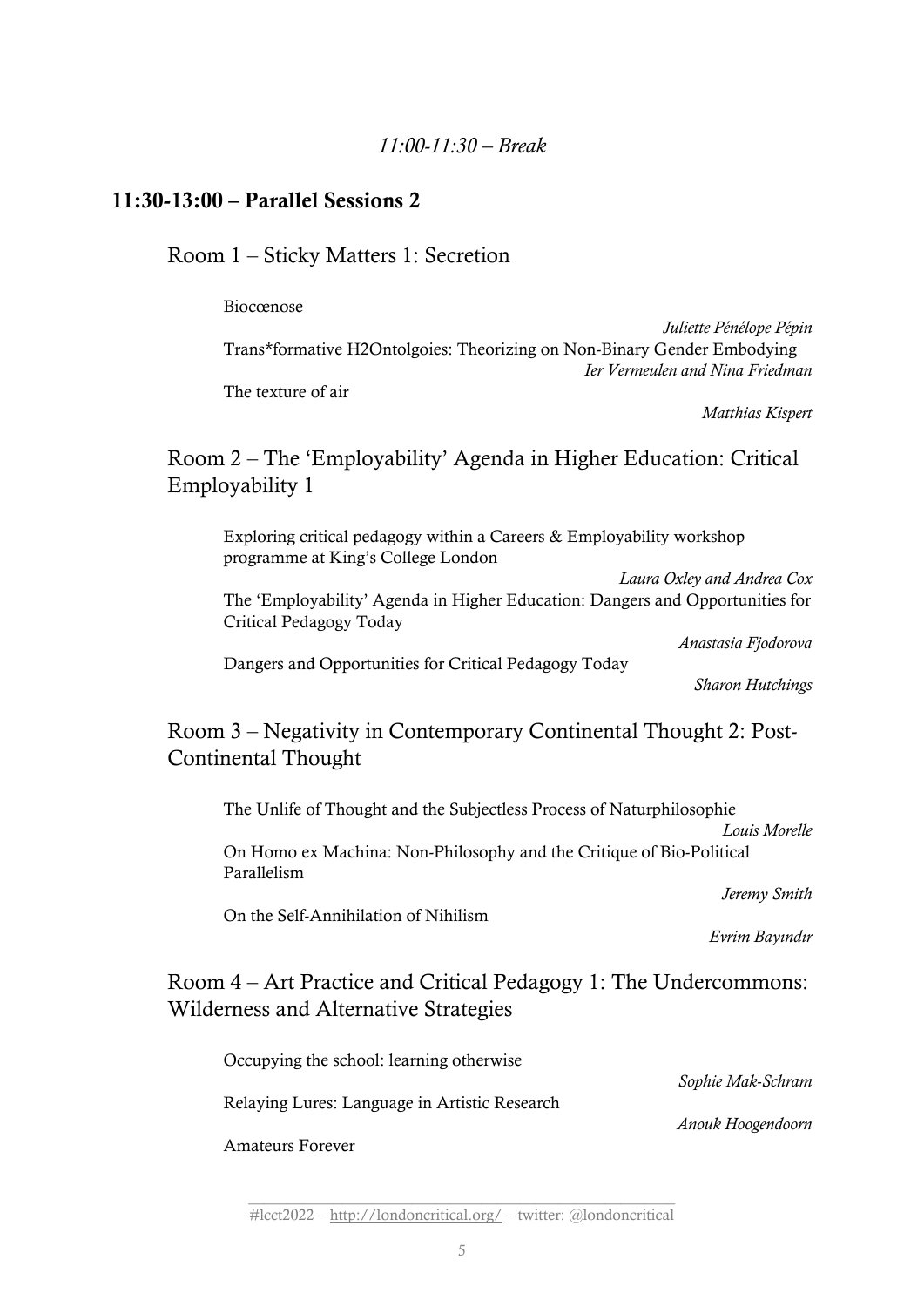*11:00-11:30 – Break*

## 11:30-13:00 – Parallel Sessions 2

### Room 1 – Sticky Matters 1: Secretion

Biocœnose

*Juliette Pénélope Pépin*

Trans*formative H2Ontolgoies: Theorizing on Non-Binary Gender Embodying

*Ier Vermeulen and Nina Friedman*

The texture of air

*Matthias Kispert*

### Room 2 – The 'Employability' Agenda in Higher Education: Critical Employability 1

Exploring critical pedagogy within a Careers & Employability workshop programme at King's College London

*Laura Oxley and Andrea Cox*

The 'Employability' Agenda in Higher Education: Dangers and Opportunities for Critical Pedagogy Today

*Anastasia Fjodorova*

Dangers and Opportunities for Critical Pedagogy Today

*Sharon Hutchings*

### Room 3 – Negativity in Contemporary Continental Thought 2: Post-Continental Thought

The Unlife of Thought and the Subjectless Process of Naturphilosophie

*Louis Morelle*

On Homo ex Machina: Non-Philosophy and the Critique of Bio-Political Parallelism

*Jeremy Smith*

On the Self-Annihilation of Nihilism

*Evrim Bayındır*

### Room 4 – Art Practice and Critical Pedagogy 1: The Undercommons: Wilderness and Alternative Strategies

Occupying the school: learning otherwise

*Sophie Mak-Schram*

Relaying Lures: Language in Artistic Research

*Anouk Hoogendoorn*

Amateurs Forever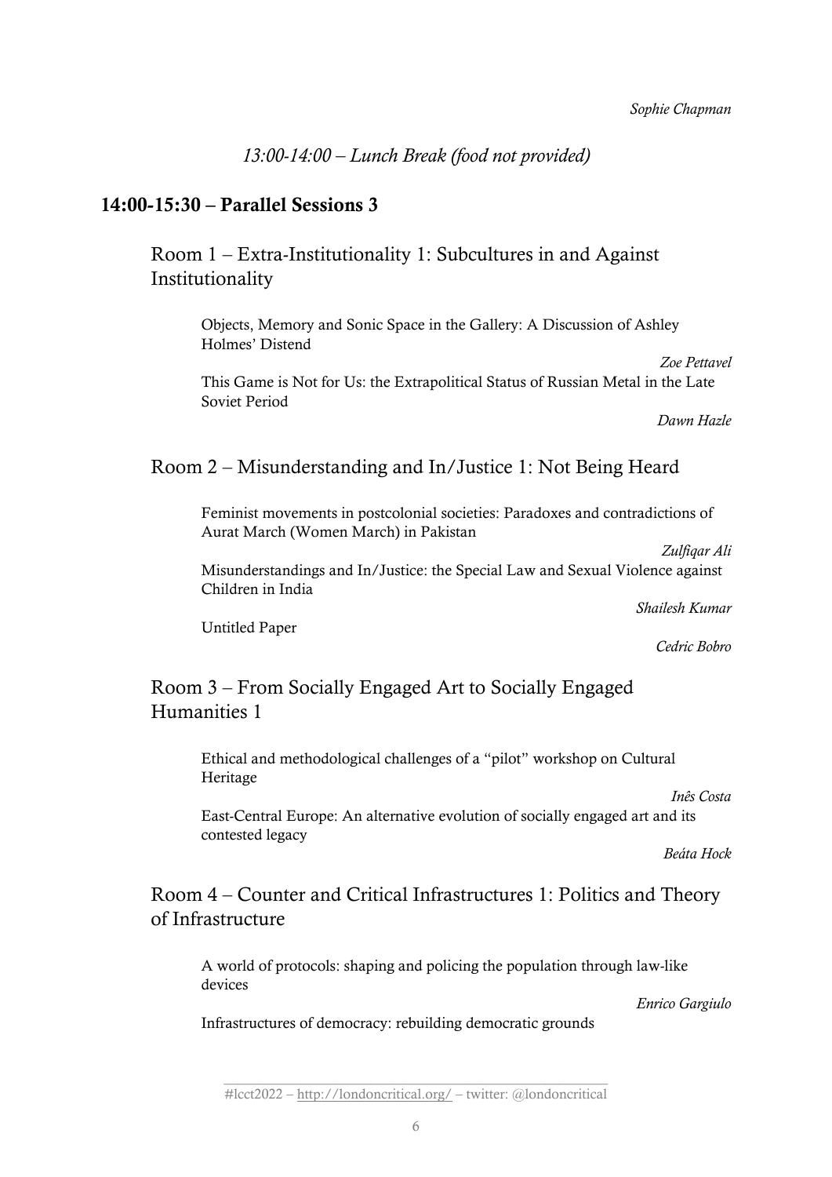*Sophie Chapman*

*13:00-14:00 – Lunch Break (food not provided)*

## 14:00-15:30 – Parallel Sessions 3

### Room 1 – Extra-Institutionality 1: Subcultures in and Against Institutionality

Objects, Memory and Sonic Space in the Gallery: A Discussion of Ashley Holmes' Distend

*Zoe Pettavel*

This Game is Not for Us: the Extrapolitical Status of Russian Metal in the Late Soviet Period

*Dawn Hazle*

### Room 2 – Misunderstanding and In/Justice 1: Not Being Heard

Feminist movements in postcolonial societies: Paradoxes and contradictions of Aurat March (Women March) in Pakistan

*Zulfiqar Ali*

Misunderstandings and In/Justice: the Special Law and Sexual Violence against Children in India

*Shailesh Kumar*

Untitled Paper

*Cedric Bobro*

### Room 3 – From Socially Engaged Art to Socially Engaged Humanities 1

Ethical and methodological challenges of a "pilot" workshop on Cultural Heritage

*Inês Costa*

East-Central Europe: An alternative evolution of socially engaged art and its contested legacy

*Beáta Hock*

### Room 4 – Counter and Critical Infrastructures 1: Politics and Theory of Infrastructure

A world of protocols: shaping and policing the population through law-like devices

*Enrico Gargiulo*

Infrastructures of democracy: rebuilding democratic grounds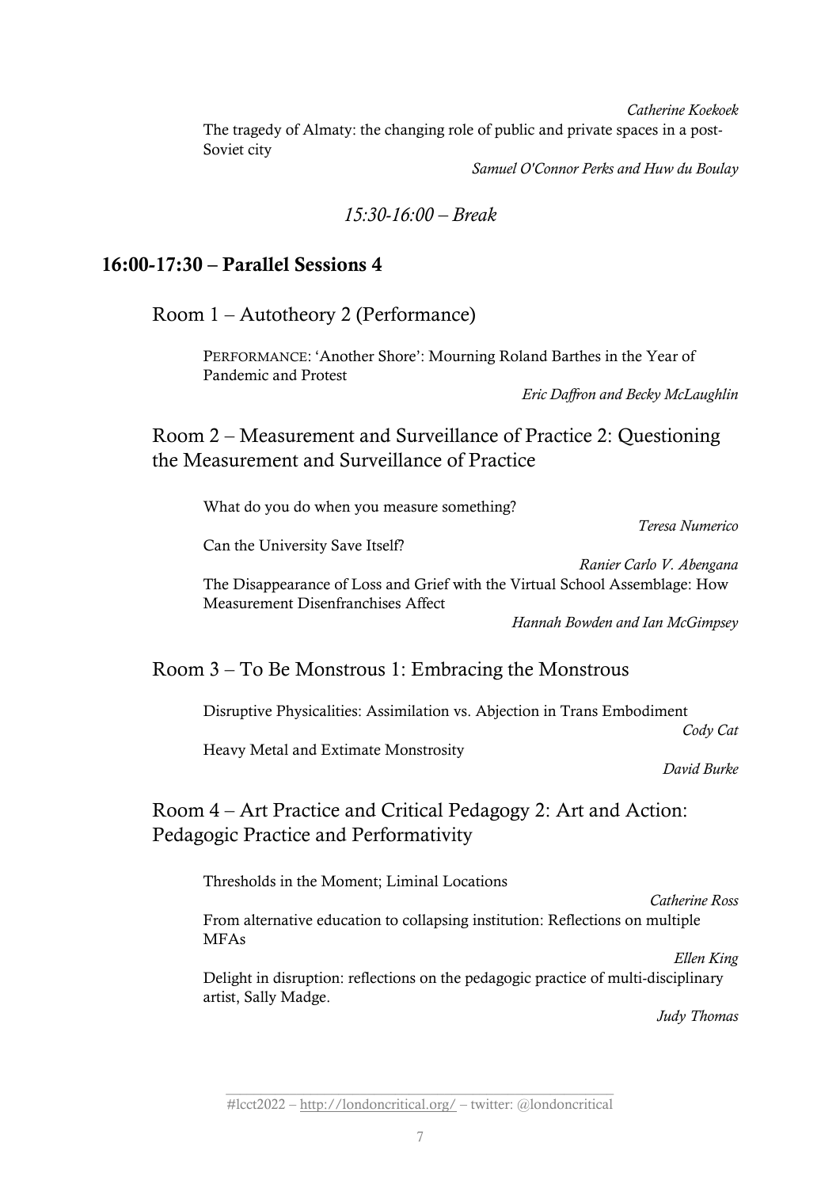*Catherine Koekoek*

The tragedy of Almaty: the changing role of public and private spaces in a post-Soviet city

*Samuel O'Connor Perks and Huw du Boulay*

*15:30-16:00 – Break*

## 16:00-17:30 – Parallel Sessions 4

### Room 1 – Autotheory 2 (Performance)

PERFORMANCE: 'Another Shore': Mourning Roland Barthes in the Year of Pandemic and Protest

*Eric Daffron and Becky McLaughlin*

### Room 2 – Measurement and Surveillance of Practice 2: Questioning the Measurement and Surveillance of Practice

What do you do when you measure something?

*Teresa Numerico*

Can the University Save Itself?

*Ranier Carlo V. Abengana*

The Disappearance of Loss and Grief with the Virtual School Assemblage: How Measurement Disenfranchises Affect

*Hannah Bowden and Ian McGimpsey*

### Room 3 – To Be Monstrous 1: Embracing the Monstrous

Disruptive Physicalities: Assimilation vs. Abjection in Trans Embodiment

*Cody Cat*

Heavy Metal and Extimate Monstrosity

*David Burke*

### Room 4 – Art Practice and Critical Pedagogy 2: Art and Action: Pedagogic Practice and Performativity

Thresholds in the Moment; Liminal Locations

*Catherine Ross*

From alternative education to collapsing institution: Reflections on multiple MFAs

*Ellen King*

Delight in disruption: reflections on the pedagogic practice of multi-disciplinary artist, Sally Madge.

*Judy Thomas*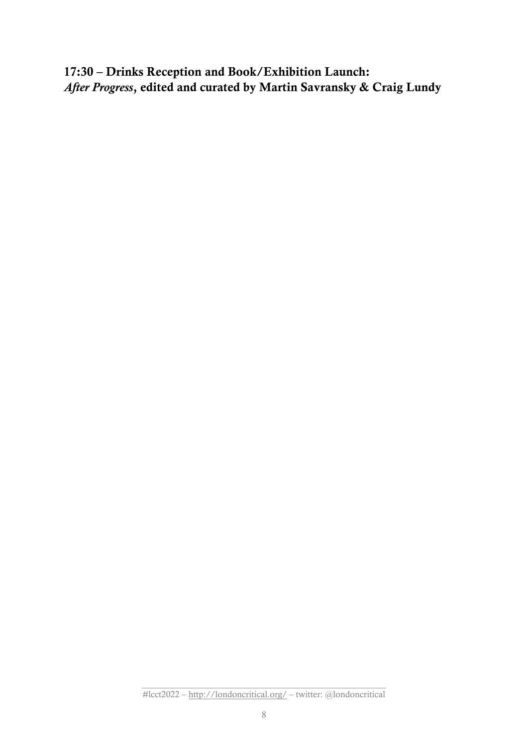**17:30 – Drinks Reception and Book/Exhibition Launch:**
***After Progress*, edited and curated by Martin Savransky & Craig Lundy**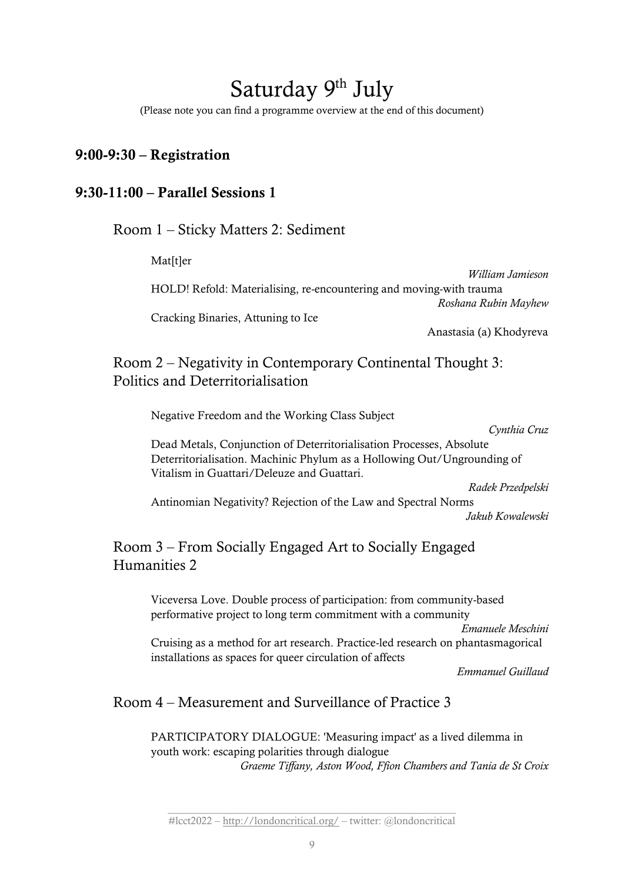# Saturday 9th July

(Please note you can find a programme overview at the end of this document)

## 9:00-9:30 – Registration

## 9:30-11:00 – Parallel Sessions 1

### Room 1 – Sticky Matters 2: Sediment

Mat[t]er

*William Jamieson*

HOLD! Refold: Materialising, re-encountering and moving-with trauma

*Roshana Rubin Mayhew*

Cracking Binaries, Attuning to Ice

Anastasia (a) Khodyreva

### Room 2 – Negativity in Contemporary Continental Thought 3: Politics and Deterritorialisation

Negative Freedom and the Working Class Subject

*Cynthia Cruz*

Dead Metals, Conjunction of Deterritorialisation Processes, Absolute Deterritorialisation. Machinic Phylum as a Hollowing Out/Ungrounding of Vitalism in Guattari/Deleuze and Guattari.

*Radek Przedpelski*

Antinomian Negativity? Rejection of the Law and Spectral Norms

*Jakub Kowalewski*

### Room 3 – From Socially Engaged Art to Socially Engaged Humanities 2

Viceversa Love. Double process of participation: from community-based performative project to long term commitment with a community

*Emanuele Meschini*

Cruising as a method for art research. Practice-led research on phantasmagorical installations as spaces for queer circulation of affects

*Emmanuel Guillaud*

### Room 4 – Measurement and Surveillance of Practice 3

PARTICIPATORY DIALOGUE: 'Measuring impact' as a lived dilemma in youth work: escaping polarities through dialogue

*Graeme Tiffany, Aston Wood, Ffion Chambers and Tania de St Croix*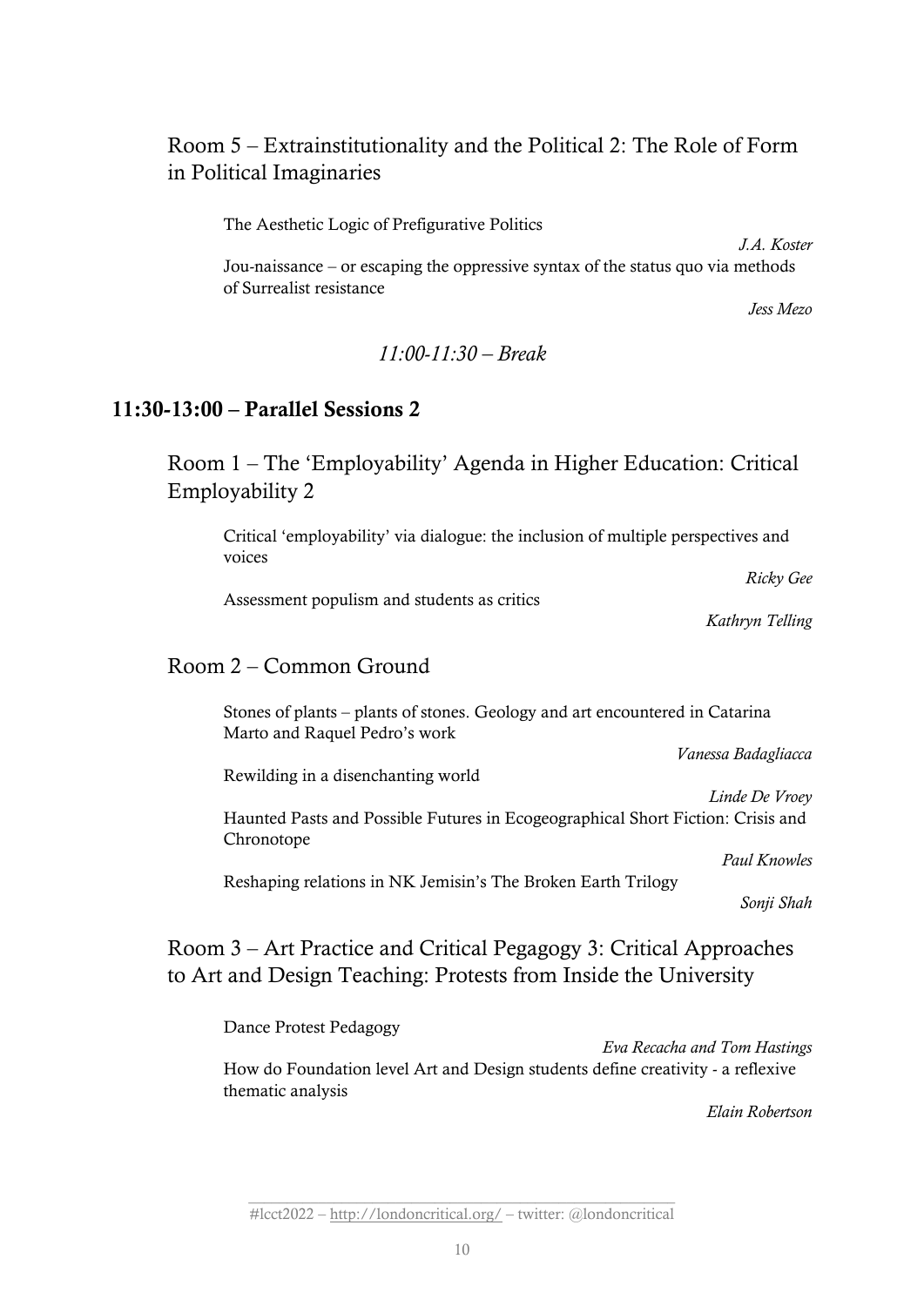### Room 5 – Extrainstitutionality and the Political 2: The Role of Form in Political Imaginaries

The Aesthetic Logic of Prefigurative Politics

*J.A. Koster*

Jou-naissance – or escaping the oppressive syntax of the status quo via methods of Surrealist resistance

*Jess Mezo*

*11:00-11:30 – Break*

## 11:30-13:00 – Parallel Sessions 2

### Room 1 – The 'Employability' Agenda in Higher Education: Critical Employability 2

Critical 'employability' via dialogue: the inclusion of multiple perspectives and voices

*Ricky Gee*

Assessment populism and students as critics

*Kathryn Telling*

### Room 2 – Common Ground

Stones of plants – plants of stones. Geology and art encountered in Catarina Marto and Raquel Pedro's work

*Vanessa Badagliacca*

Rewilding in a disenchanting world

*Linde De Vroey*

Haunted Pasts and Possible Futures in Ecogeographical Short Fiction: Crisis and Chronotope

*Paul Knowles*

Reshaping relations in NK Jemisin's The Broken Earth Trilogy

*Sonji Shah*

### Room 3 – Art Practice and Critical Pegagogy 3: Critical Approaches to Art and Design Teaching: Protests from Inside the University

Dance Protest Pedagogy

*Eva Recacha and Tom Hastings*

How do Foundation level Art and Design students define creativity - a reflexive thematic analysis

*Elain Robertson*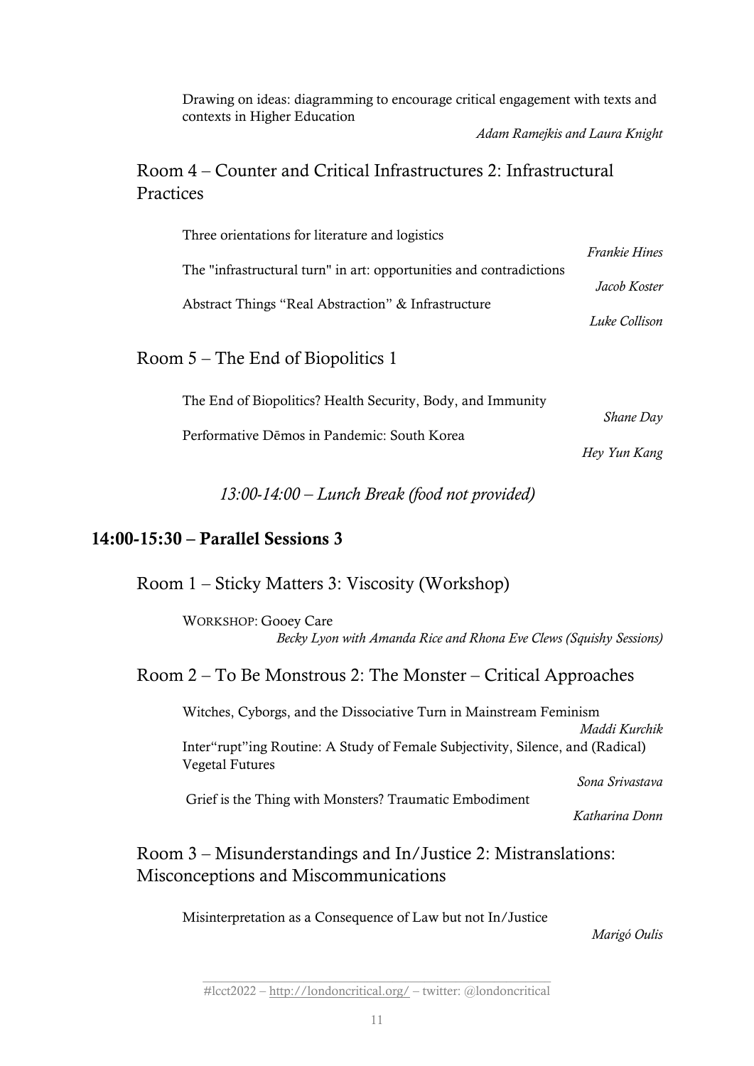Drawing on ideas: diagramming to encourage critical engagement with texts and contexts in Higher Education

*Adam Ramejkis and Laura Knight*

### Room 4 – Counter and Critical Infrastructures 2: Infrastructural Practices

Three orientations for literature and logistics

*Frankie Hines*

The "infrastructural turn" in art: opportunities and contradictions

*Jacob Koster*

Abstract Things "Real Abstraction" & Infrastructure

*Luke Collison*

### Room 5 – The End of Biopolitics 1

The End of Biopolitics? Health Security, Body, and Immunity

*Shane Day*

Performative Dēmos in Pandemic: South Korea

*Hey Yun Kang*

*13:00-14:00 – Lunch Break (food not provided)*

## 14:00-15:30 – Parallel Sessions 3

### Room 1 – Sticky Matters 3: Viscosity (Workshop)

WORKSHOP: Gooey Care

*Becky Lyon with Amanda Rice and Rhona Eve Clews (Squishy Sessions)*

### Room 2 – To Be Monstrous 2: The Monster – Critical Approaches

Witches, Cyborgs, and the Dissociative Turn in Mainstream Feminism

*Maddi Kurchik*

Inter"rupt"ing Routine: A Study of Female Subjectivity, Silence, and (Radical) Vegetal Futures

*Sona Srivastava*

Grief is the Thing with Monsters? Traumatic Embodiment

*Katharina Donn*

### Room 3 – Misunderstandings and In/Justice 2: Mistranslations: Misconceptions and Miscommunications

Misinterpretation as a Consequence of Law but not In/Justice

*Marigó Oulis*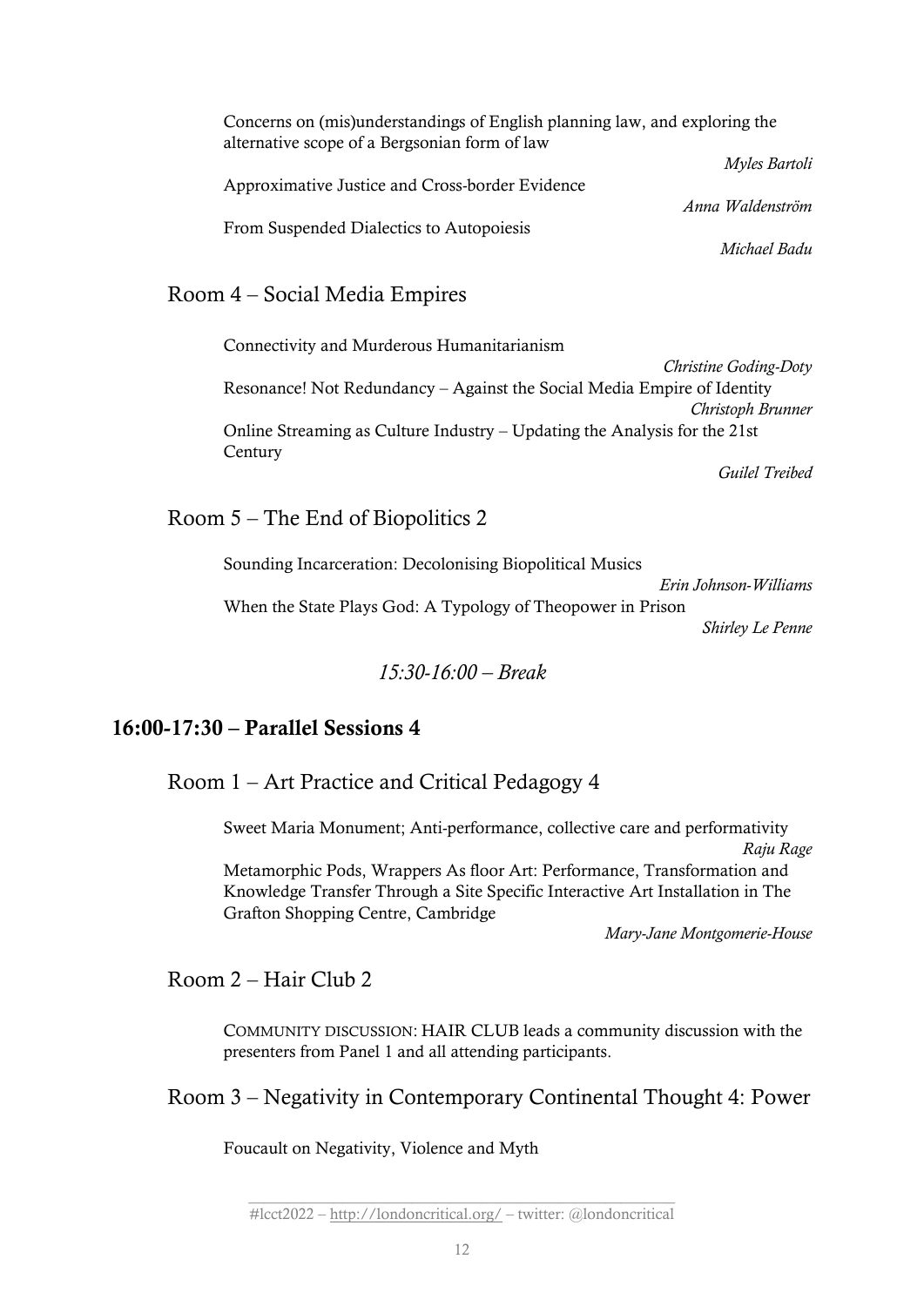Concerns on (mis)understandings of English planning law, and exploring the alternative scope of a Bergsonian form of law

*Myles Bartoli*

Approximative Justice and Cross-border Evidence

*Anna Waldenström*

From Suspended Dialectics to Autopoiesis

*Michael Badu*

### Room 4 – Social Media Empires

Connectivity and Murderous Humanitarianism

*Christine Goding-Doty*

Resonance! Not Redundancy – Against the Social Media Empire of Identity

*Christoph Brunner*

Online Streaming as Culture Industry – Updating the Analysis for the 21st Century

*Guilel Treibed*

### Room 5 – The End of Biopolitics 2

Sounding Incarceration: Decolonising Biopolitical Musics

*Erin Johnson-Williams*

When the State Plays God: A Typology of Theopower in Prison

*Shirley Le Penne*

*15:30-16:00 – Break*

## 16:00-17:30 – Parallel Sessions 4

### Room 1 – Art Practice and Critical Pedagogy 4

Sweet Maria Monument; Anti-performance, collective care and performativity

*Raju Rage*

Metamorphic Pods, Wrappers As floor Art: Performance, Transformation and Knowledge Transfer Through a Site Specific Interactive Art Installation in The Grafton Shopping Centre, Cambridge

*Mary-Jane Montgomerie-House*

### Room 2 – Hair Club 2

COMMUNITY DISCUSSION: HAIR CLUB leads a community discussion with the presenters from Panel 1 and all attending participants.

### Room 3 – Negativity in Contemporary Continental Thought 4: Power

Foucault on Negativity, Violence and Myth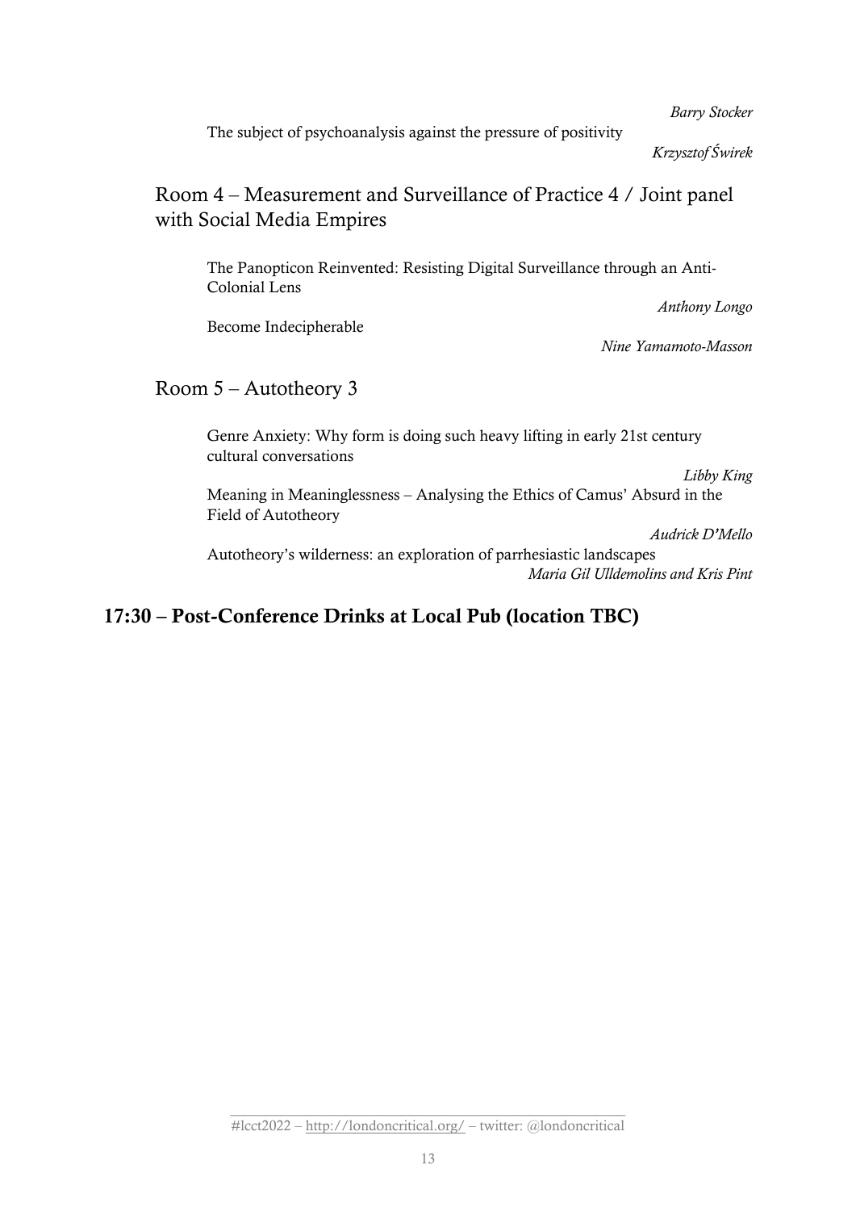*Barry Stocker*

The subject of psychoanalysis against the pressure of positivity

*Krzysztof Świrek*

## Room 4 – Measurement and Surveillance of Practice 4 / Joint panel with Social Media Empires

The Panopticon Reinvented: Resisting Digital Surveillance through an Anti-Colonial Lens

*Anthony Longo*

Become Indecipherable

*Nine Yamamoto-Masson*

## Room 5 – Autotheory 3

Genre Anxiety: Why form is doing such heavy lifting in early 21st century cultural conversations

*Libby King*

Meaning in Meaninglessness – Analysing the Ethics of Camus' Absurd in the Field of Autotheory

*Audrick D'Mello*

Autotheory's wilderness: an exploration of parrhesiastic landscapes

*Maria Gil Ulldemolins and Kris Pint*

# 17:30 – Post-Conference Drinks at Local Pub (location TBC)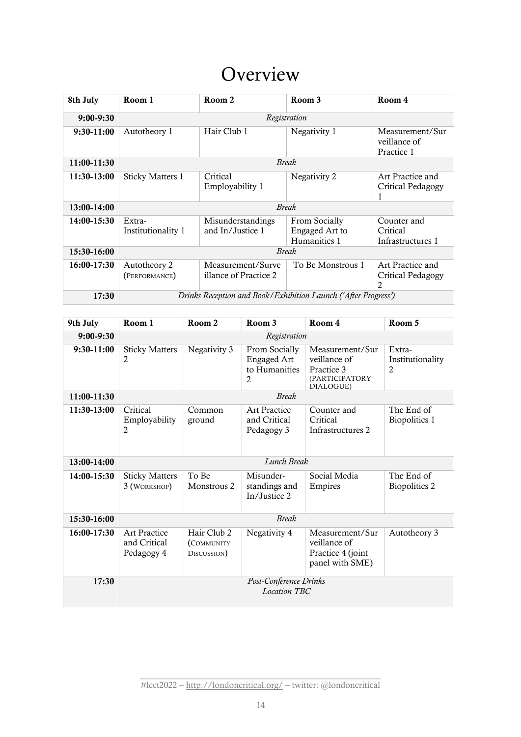# Overview

| 8th July | Room 1 | Room 2 | Room 3 | Room 4 |
|---|---|---|---|---|
| 9:00-9:30 | *Registration* | | | |
| 9:30-11:00 | Autotheory 1 | Hair Club 1 | Negativity 1 | Measurement/Surveillance of Practice 1 |
| 11:00-11:30 | *Break* | | | |
| 11:30-13:00 | Sticky Matters 1 | Critical Employability 1 | Negativity 2 | Art Practice and Critical Pedagogy 1 |
| 13:00-14:00 | *Break* | | | |
| 14:00-15:30 | Extra-Institutionality 1 | Misunderstandings and In/Justice 1 | From Socially Engaged Art to Humanities 1 | Counter and Critical Infrastructures 1 |
| 15:30-16:00 | *Break* | | | |
| 16:00-17:30 | Autotheory 2 (PERFORMANCE) | Measurement/Surveillance of Practice 2 | To Be Monstrous 1 | Art Practice and Critical Pedagogy 2 |
| 17:30 | *Drinks Reception and Book/Exhibition Launch ('After Progress')* | | | |

| 9th July | Room 1 | Room 2 | Room 3 | Room 4 | Room 5 |
|---|---|---|---|---|---|
| 9:00-9:30 | *Registration* | | | | |
| 9:30-11:00 | Sticky Matters 2 | Negativity 3 | From Socially Engaged Art to Humanities 2 | Measurement/Surveillance of Practice 3 (PARTICIPATORY DIALOGUE) | Extra-Institutionality 2 |
| 11:00-11:30 | *Break* | | | | |
| 11:30-13:00 | Critical Employability 2 | Common ground | Art Practice and Critical Pedagogy 3 | Counter and Critical Infrastructures 2 | The End of Biopolitics 1 |
| 13:00-14:00 | *Lunch Break* | | | | |
| 14:00-15:30 | Sticky Matters 3 (WORKSHOP) | To Be Monstrous 2 | Misunder-standings and In/Justice 2 | Social Media Empires | The End of Biopolitics 2 |
| 15:30-16:00 | *Break* | | | | |
| 16:00-17:30 | Art Practice and Critical Pedagogy 4 | Hair Club 2 (COMMUNITY DISCUSSION) | Negativity 4 | Measurement/Surveillance of Practice 4 (joint panel with SME) | Autotheory 3 |
| 17:30 | *Post-Conference Drinks Location TBC* | | | | |